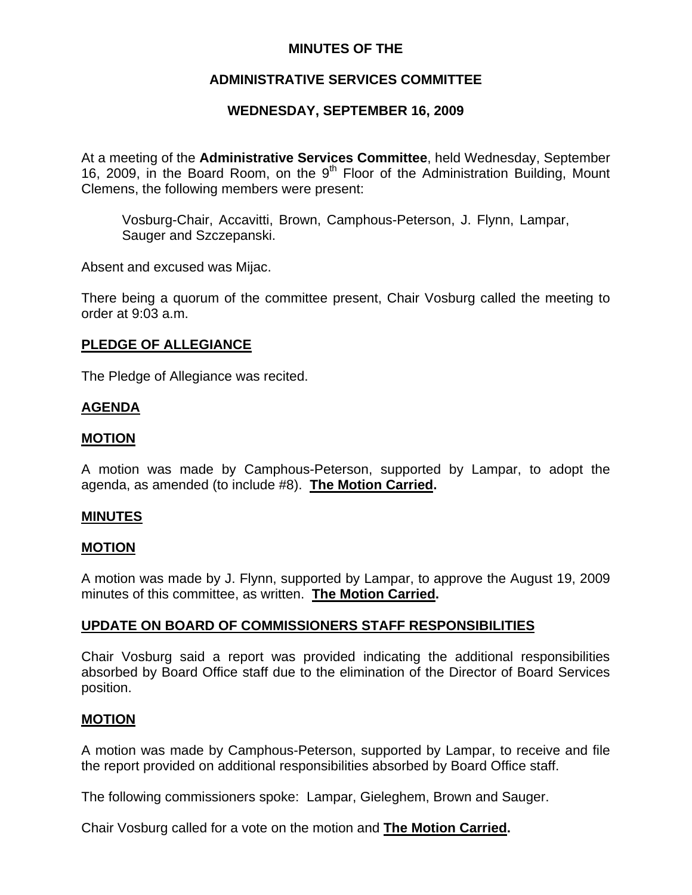**MINUTES OF THE**

**ADMINISTRATIVE SERVICES COMMITTEE**

**WEDNESDAY, SEPTEMBER 16, 2009**

At a meeting of the **Administrative Services Committee**, held Wednesday, September 16, 2009, in the Board Room, on the 9th Floor of the Administration Building, Mount Clemens, the following members were present:

> Vosburg-Chair, Accavitti, Brown, Camphous-Peterson, J. Flynn, Lampar, Sauger and Szczepanski.

Absent and excused was Mijac.

There being a quorum of the committee present, Chair Vosburg called the meeting to order at 9:03 a.m.

**PLEDGE OF ALLEGIANCE**

The Pledge of Allegiance was recited.

**AGENDA**

**MOTION**

A motion was made by Camphous-Peterson, supported by Lampar, to adopt the agenda, as amended (to include #8). **The Motion Carried.**

**MINUTES**

**MOTION**

A motion was made by J. Flynn, supported by Lampar, to approve the August 19, 2009 minutes of this committee, as written. **The Motion Carried.**

**UPDATE ON BOARD OF COMMISSIONERS STAFF RESPONSIBILITIES**

Chair Vosburg said a report was provided indicating the additional responsibilities absorbed by Board Office staff due to the elimination of the Director of Board Services position.

**MOTION**

A motion was made by Camphous-Peterson, supported by Lampar, to receive and file the report provided on additional responsibilities absorbed by Board Office staff.

The following commissioners spoke: Lampar, Gieleghem, Brown and Sauger.

Chair Vosburg called for a vote on the motion and **The Motion Carried.**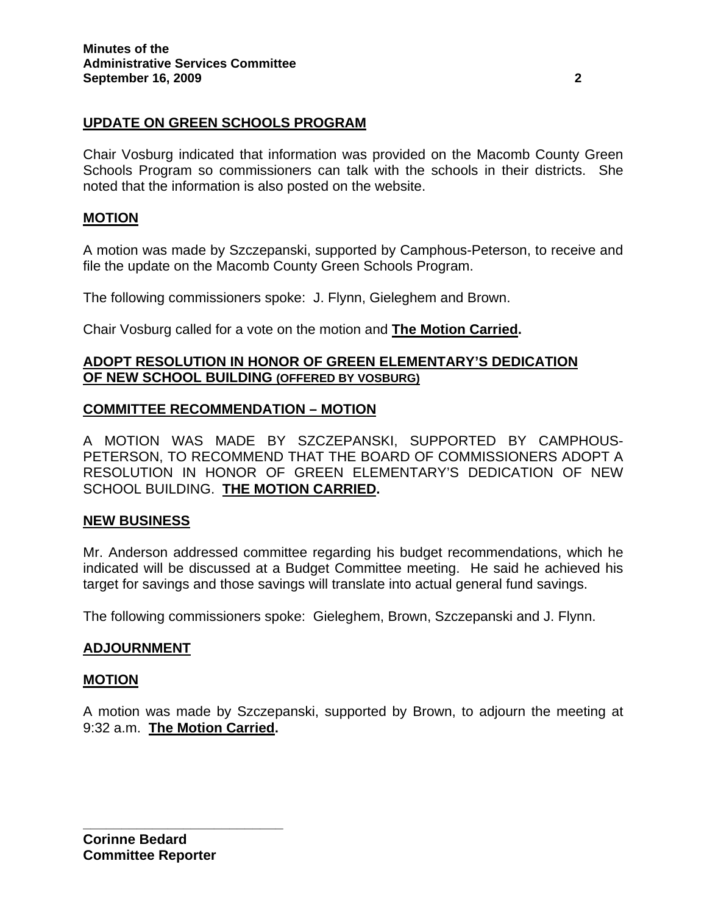**UPDATE ON GREEN SCHOOLS PROGRAM**

Chair Vosburg indicated that information was provided on the Macomb County Green Schools Program so commissioners can talk with the schools in their districts. She noted that the information is also posted on the website.

**MOTION**

A motion was made by Szczepanski, supported by Camphous-Peterson, to receive and file the update on the Macomb County Green Schools Program.

The following commissioners spoke: J. Flynn, Gieleghem and Brown.

Chair Vosburg called for a vote on the motion and **The Motion Carried.**

**ADOPT RESOLUTION IN HONOR OF GREEN ELEMENTARY'S DEDICATION OF NEW SCHOOL BUILDING (OFFERED BY VOSBURG)**

**COMMITTEE RECOMMENDATION – MOTION**

A MOTION WAS MADE BY SZCZEPANSKI, SUPPORTED BY CAMPHOUS-PETERSON, TO RECOMMEND THAT THE BOARD OF COMMISSIONERS ADOPT A RESOLUTION IN HONOR OF GREEN ELEMENTARY'S DEDICATION OF NEW SCHOOL BUILDING. **THE MOTION CARRIED.**

**NEW BUSINESS**

Mr. Anderson addressed committee regarding his budget recommendations, which he indicated will be discussed at a Budget Committee meeting. He said he achieved his target for savings and those savings will translate into actual general fund savings.

The following commissioners spoke: Gieleghem, Brown, Szczepanski and J. Flynn.

**ADJOURNMENT**

**MOTION**

A motion was made by Szczepanski, supported by Brown, to adjourn the meeting at 9:32 a.m. **The Motion Carried.**

\_\_\_\_\_\_\_\_\_\_\_\_\_\_\_\_\_\_\_\_\_\_\_\_\_\_\_\_\_\_

**Corinne Bedard**
**Committee Reporter**